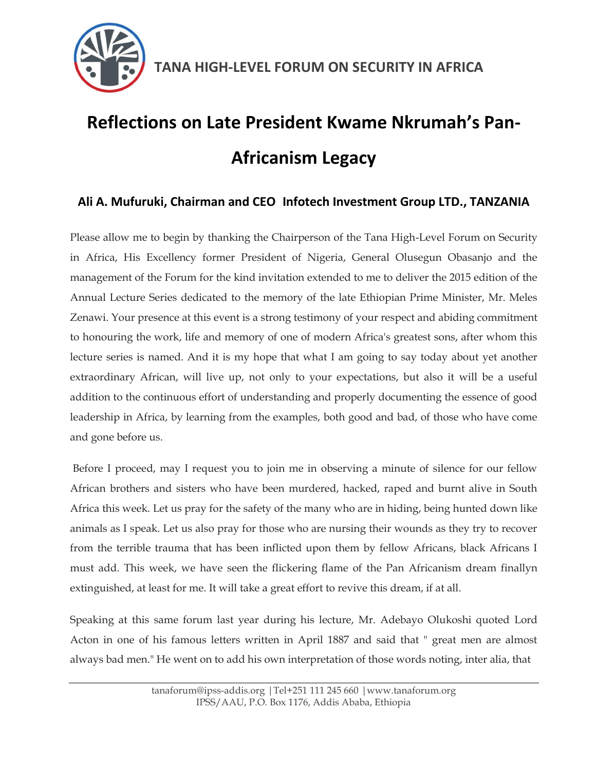TANA HIGH-LEVEL FORUM ON SECURITY IN AFRICA

# Reflections on Late President Kwame Nkrumah's Pan-Africanism Legacy

### Ali A. Mufuruki, Chairman and CEO Infotech Investment Group LTD., TANZANIA

Please allow me to begin by thanking the Chairperson of the Tana High-Level Forum on Security in Africa, His Excellency former President of Nigeria, General Olusegun Obasanjo and the management of the Forum for the kind invitation extended to me to deliver the 2015 edition of the Annual Lecture Series dedicated to the memory of the late Ethiopian Prime Minister, Mr. Meles Zenawi. Your presence at this event is a strong testimony of your respect and abiding commitment to honouring the work, life and memory of one of modern Africa's greatest sons, after whom this lecture series is named. And it is my hope that what I am going to say today about yet another extraordinary African, will live up, not only to your expectations, but also it will be a useful addition to the continuous effort of understanding and properly documenting the essence of good leadership in Africa, by learning from the examples, both good and bad, of those who have come and gone before us.

Before I proceed, may I request you to join me in observing a minute of silence for our fellow African brothers and sisters who have been murdered, hacked, raped and burnt alive in South Africa this week. Let us pray for the safety of the many who are in hiding, being hunted down like animals as I speak. Let us also pray for those who are nursing their wounds as they try to recover from the terrible trauma that has been inflicted upon them by fellow Africans, black Africans I must add. This week, we have seen the flickering flame of the Pan Africanism dream finallyn extinguished, at least for me. It will take a great effort to revive this dream, if at all.

Speaking at this same forum last year during his lecture, Mr. Adebayo Olukoshi quoted Lord Acton in one of his famous letters written in April 1887 and said that " great men are almost always bad men." He went on to add his own interpretation of those words noting, inter alia, that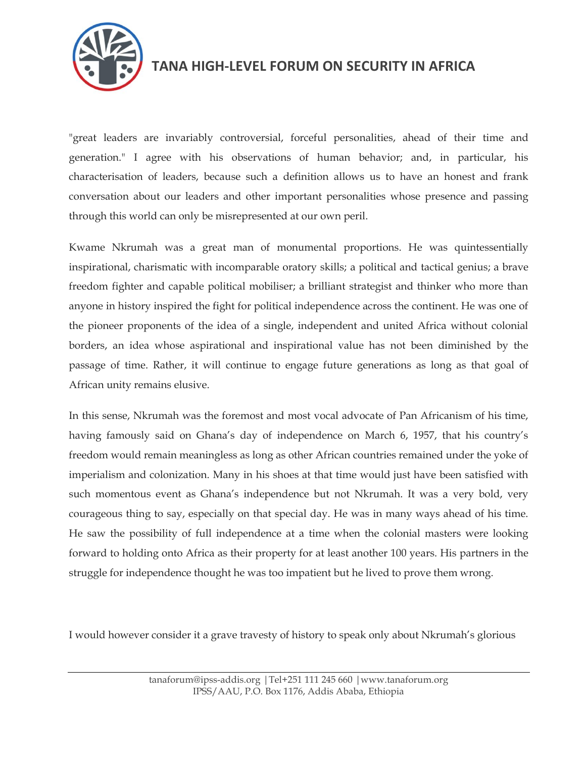"great leaders are invariably controversial, forceful personalities, ahead of their time and generation." I agree with his observations of human behavior; and, in particular, his characterisation of leaders, because such a definition allows us to have an honest and frank conversation about our leaders and other important personalities whose presence and passing through this world can only be misrepresented at our own peril.

Kwame Nkrumah was a great man of monumental proportions. He was quintessentially inspirational, charismatic with incomparable oratory skills; a political and tactical genius; a brave freedom fighter and capable political mobiliser; a brilliant strategist and thinker who more than anyone in history inspired the fight for political independence across the continent. He was one of the pioneer proponents of the idea of a single, independent and united Africa without colonial borders, an idea whose aspirational and inspirational value has not been diminished by the passage of time. Rather, it will continue to engage future generations as long as that goal of African unity remains elusive.

In this sense, Nkrumah was the foremost and most vocal advocate of Pan Africanism of his time, having famously said on Ghana's day of independence on March 6, 1957, that his country's freedom would remain meaningless as long as other African countries remained under the yoke of imperialism and colonization. Many in his shoes at that time would just have been satisfied with such momentous event as Ghana's independence but not Nkrumah. It was a very bold, very courageous thing to say, especially on that special day. He was in many ways ahead of his time. He saw the possibility of full independence at a time when the colonial masters were looking forward to holding onto Africa as their property for at least another 100 years. His partners in the struggle for independence thought he was too impatient but he lived to prove them wrong.

I would however consider it a grave travesty of history to speak only about Nkrumah's glorious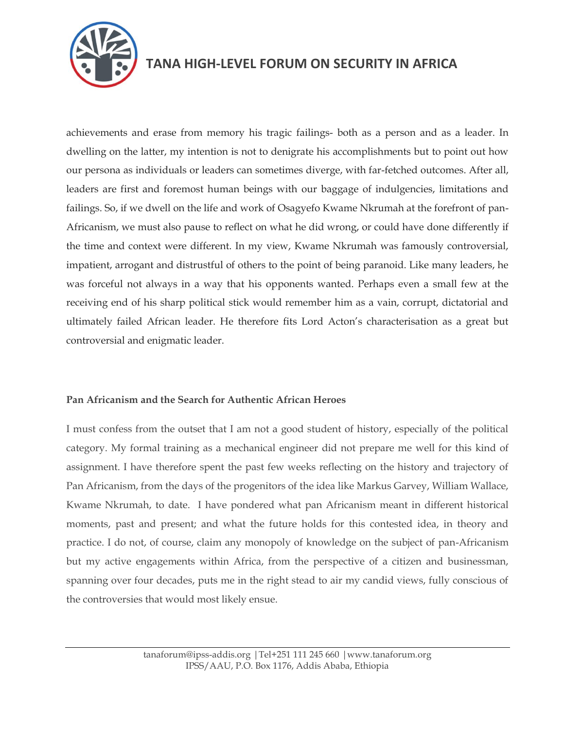achievements and erase from memory his tragic failings- both as a person and as a leader. In dwelling on the latter, my intention is not to denigrate his accomplishments but to point out how our persona as individuals or leaders can sometimes diverge, with far-fetched outcomes. After all, leaders are first and foremost human beings with our baggage of indulgencies, limitations and failings. So, if we dwell on the life and work of Osagyefo Kwame Nkrumah at the forefront of pan-Africanism, we must also pause to reflect on what he did wrong, or could have done differently if the time and context were different. In my view, Kwame Nkrumah was famously controversial, impatient, arrogant and distrustful of others to the point of being paranoid. Like many leaders, he was forceful not always in a way that his opponents wanted. Perhaps even a small few at the receiving end of his sharp political stick would remember him as a vain, corrupt, dictatorial and ultimately failed African leader. He therefore fits Lord Acton's characterisation as a great but controversial and enigmatic leader.

**Pan Africanism and the Search for Authentic African Heroes**

I must confess from the outset that I am not a good student of history, especially of the political category. My formal training as a mechanical engineer did not prepare me well for this kind of assignment. I have therefore spent the past few weeks reflecting on the history and trajectory of Pan Africanism, from the days of the progenitors of the idea like Markus Garvey, William Wallace, Kwame Nkrumah, to date. I have pondered what pan Africanism meant in different historical moments, past and present; and what the future holds for this contested idea, in theory and practice. I do not, of course, claim any monopoly of knowledge on the subject of pan-Africanism but my active engagements within Africa, from the perspective of a citizen and businessman, spanning over four decades, puts me in the right stead to air my candid views, fully conscious of the controversies that would most likely ensue.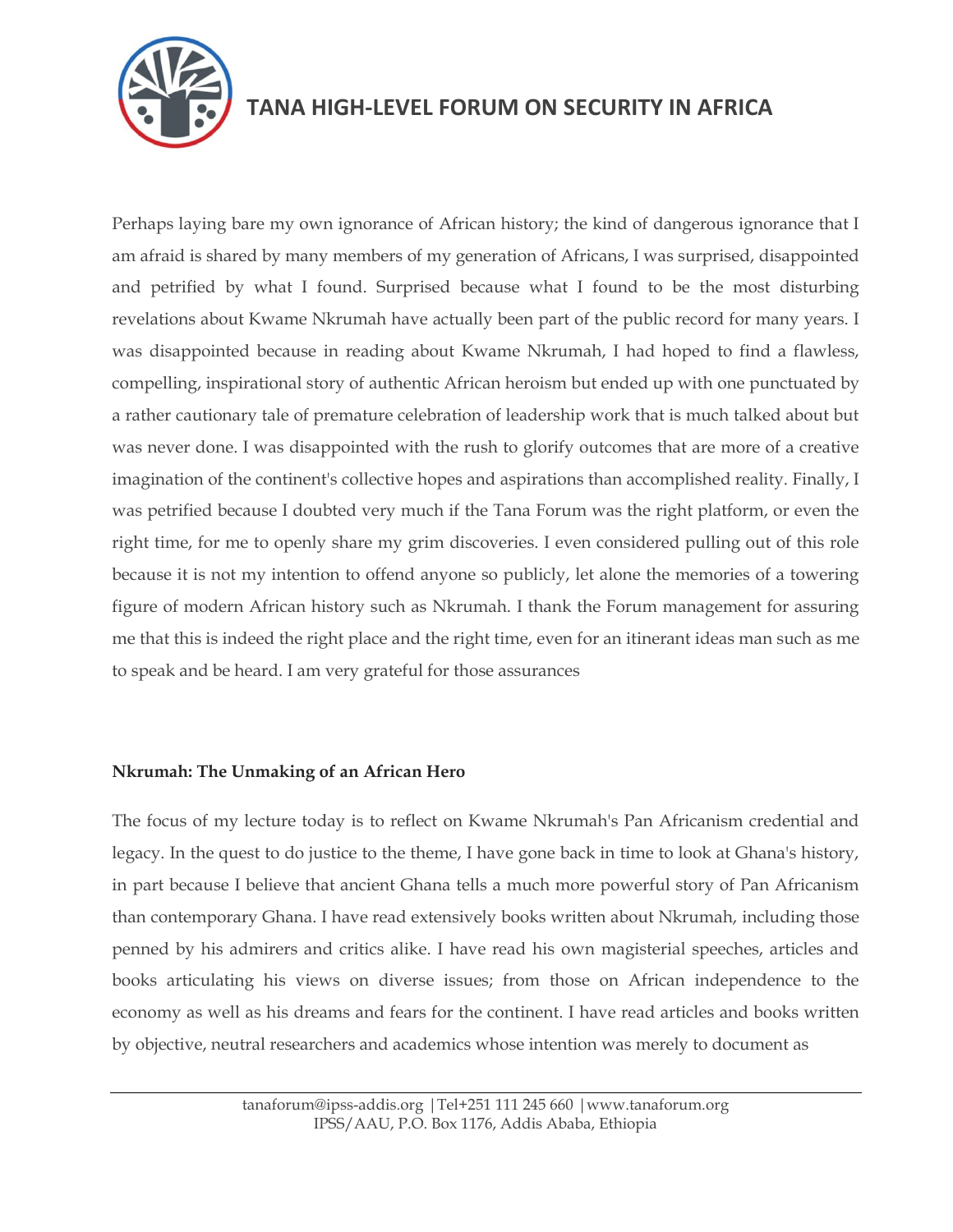Perhaps laying bare my own ignorance of African history; the kind of dangerous ignorance that I am afraid is shared by many members of my generation of Africans, I was surprised, disappointed and petrified by what I found. Surprised because what I found to be the most disturbing revelations about Kwame Nkrumah have actually been part of the public record for many years. I was disappointed because in reading about Kwame Nkrumah, I had hoped to find a flawless, compelling, inspirational story of authentic African heroism but ended up with one punctuated by a rather cautionary tale of premature celebration of leadership work that is much talked about but was never done. I was disappointed with the rush to glorify outcomes that are more of a creative imagination of the continent's collective hopes and aspirations than accomplished reality. Finally, I was petrified because I doubted very much if the Tana Forum was the right platform, or even the right time, for me to openly share my grim discoveries. I even considered pulling out of this role because it is not my intention to offend anyone so publicly, let alone the memories of a towering figure of modern African history such as Nkrumah. I thank the Forum management for assuring me that this is indeed the right place and the right time, even for an itinerant ideas man such as me to speak and be heard. I am very grateful for those assurances

**Nkrumah: The Unmaking of an African Hero**

The focus of my lecture today is to reflect on Kwame Nkrumah's Pan Africanism credential and legacy. In the quest to do justice to the theme, I have gone back in time to look at Ghana's history, in part because I believe that ancient Ghana tells a much more powerful story of Pan Africanism than contemporary Ghana. I have read extensively books written about Nkrumah, including those penned by his admirers and critics alike. I have read his own magisterial speeches, articles and books articulating his views on diverse issues; from those on African independence to the economy as well as his dreams and fears for the continent. I have read articles and books written by objective, neutral researchers and academics whose intention was merely to document as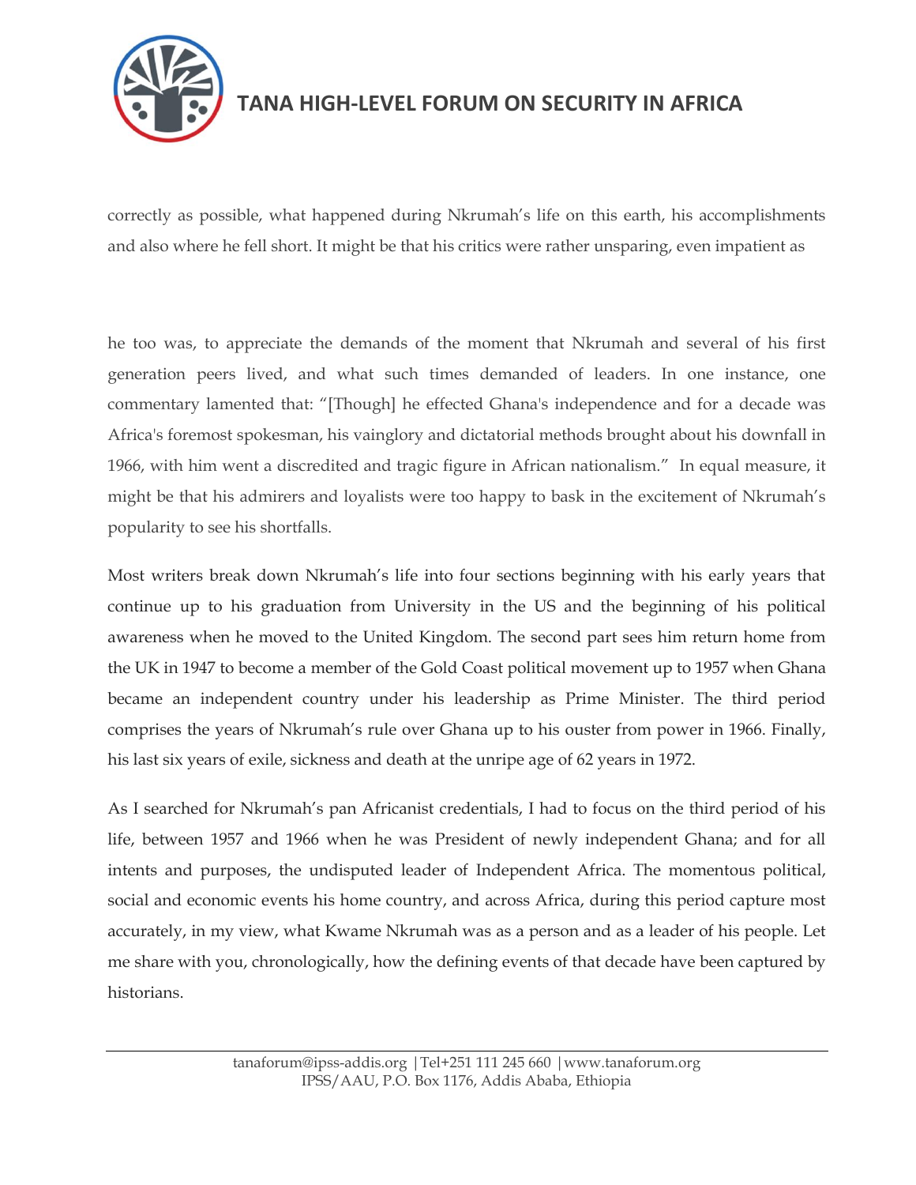correctly as possible, what happened during Nkrumah's life on this earth, his accomplishments and also where he fell short. It might be that his critics were rather unsparing, even impatient as

he too was, to appreciate the demands of the moment that Nkrumah and several of his first generation peers lived, and what such times demanded of leaders. In one instance, one commentary lamented that: "[Though] he effected Ghana's independence and for a decade was Africa's foremost spokesman, his vainglory and dictatorial methods brought about his downfall in 1966, with him went a discredited and tragic figure in African nationalism." In equal measure, it might be that his admirers and loyalists were too happy to bask in the excitement of Nkrumah's popularity to see his shortfalls.

Most writers break down Nkrumah's life into four sections beginning with his early years that continue up to his graduation from University in the US and the beginning of his political awareness when he moved to the United Kingdom. The second part sees him return home from the UK in 1947 to become a member of the Gold Coast political movement up to 1957 when Ghana became an independent country under his leadership as Prime Minister. The third period comprises the years of Nkrumah's rule over Ghana up to his ouster from power in 1966. Finally, his last six years of exile, sickness and death at the unripe age of 62 years in 1972.

As I searched for Nkrumah's pan Africanist credentials, I had to focus on the third period of his life, between 1957 and 1966 when he was President of newly independent Ghana; and for all intents and purposes, the undisputed leader of Independent Africa. The momentous political, social and economic events his home country, and across Africa, during this period capture most accurately, in my view, what Kwame Nkrumah was as a person and as a leader of his people. Let me share with you, chronologically, how the defining events of that decade have been captured by historians.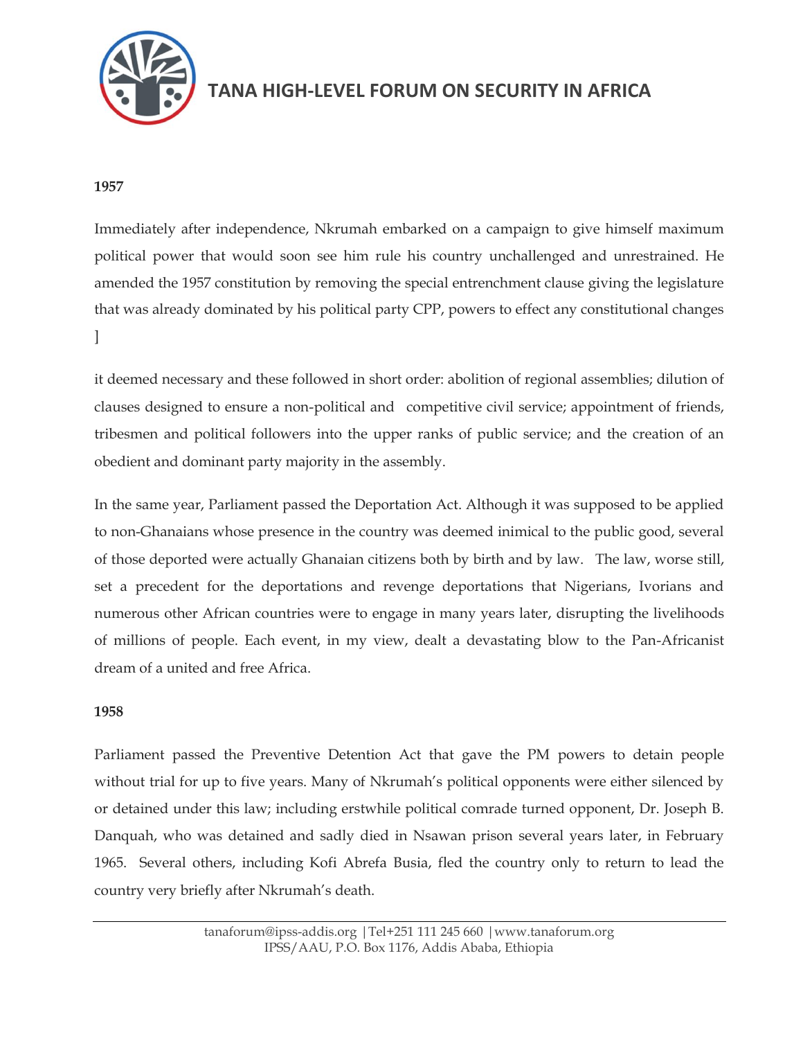**1957**

Immediately after independence, Nkrumah embarked on a campaign to give himself maximum political power that would soon see him rule his country unchallenged and unrestrained. He amended the 1957 constitution by removing the special entrenchment clause giving the legislature that was already dominated by his political party CPP, powers to effect any constitutional changes ]

it deemed necessary and these followed in short order: abolition of regional assemblies; dilution of clauses designed to ensure a non-political and competitive civil service; appointment of friends, tribesmen and political followers into the upper ranks of public service; and the creation of an obedient and dominant party majority in the assembly.

In the same year, Parliament passed the Deportation Act. Although it was supposed to be applied to non-Ghanaians whose presence in the country was deemed inimical to the public good, several of those deported were actually Ghanaian citizens both by birth and by law. The law, worse still, set a precedent for the deportations and revenge deportations that Nigerians, Ivorians and numerous other African countries were to engage in many years later, disrupting the livelihoods of millions of people. Each event, in my view, dealt a devastating blow to the Pan-Africanist dream of a united and free Africa.

**1958**

Parliament passed the Preventive Detention Act that gave the PM powers to detain people without trial for up to five years. Many of Nkrumah's political opponents were either silenced by or detained under this law; including erstwhile political comrade turned opponent, Dr. Joseph B. Danquah, who was detained and sadly died in Nsawan prison several years later, in February 1965. Several others, including Kofi Abrefa Busia, fled the country only to return to lead the country very briefly after Nkrumah's death.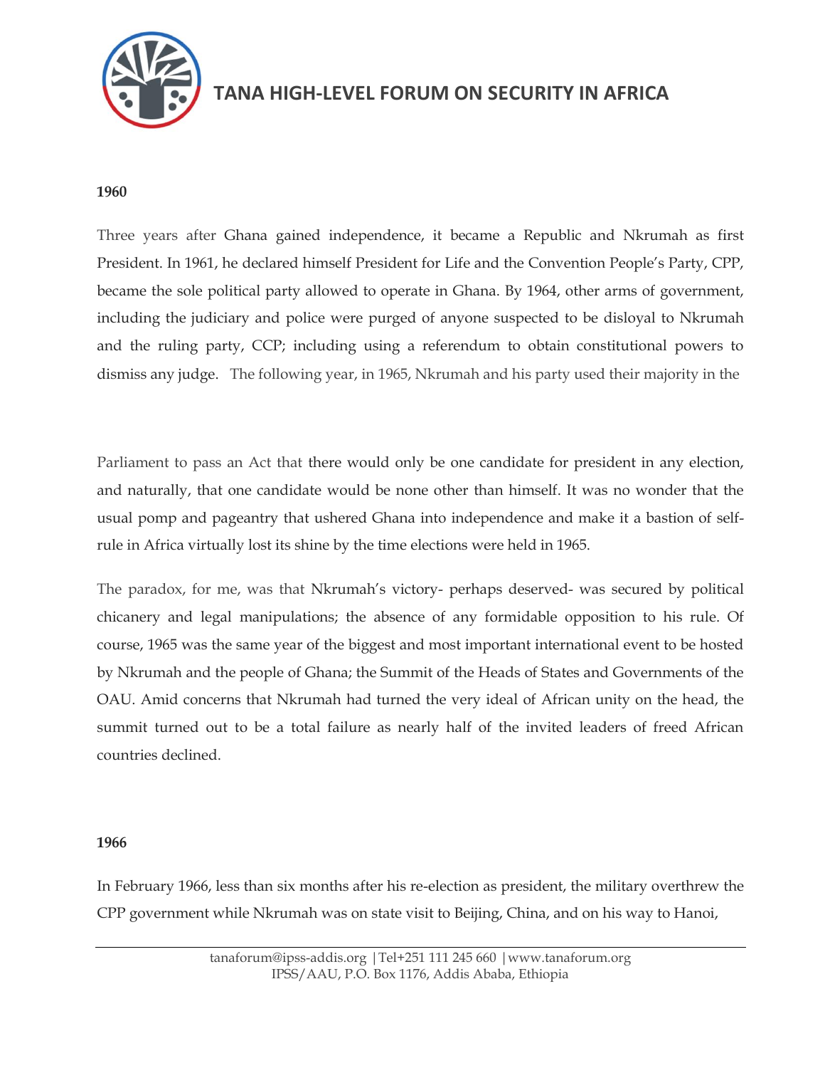**1960**

Three years after Ghana gained independence, it became a Republic and Nkrumah as first President. In 1961, he declared himself President for Life and the Convention People's Party, CPP, became the sole political party allowed to operate in Ghana. By 1964, other arms of government, including the judiciary and police were purged of anyone suspected to be disloyal to Nkrumah and the ruling party, CCP; including using a referendum to obtain constitutional powers to dismiss any judge. The following year, in 1965, Nkrumah and his party used their majority in the Parliament to pass an Act that there would only be one candidate for president in any election, and naturally, that one candidate would be none other than himself. It was no wonder that the usual pomp and pageantry that ushered Ghana into independence and make it a bastion of self-rule in Africa virtually lost its shine by the time elections were held in 1965.

The paradox, for me, was that Nkrumah's victory- perhaps deserved- was secured by political chicanery and legal manipulations; the absence of any formidable opposition to his rule. Of course, 1965 was the same year of the biggest and most important international event to be hosted by Nkrumah and the people of Ghana; the Summit of the Heads of States and Governments of the OAU. Amid concerns that Nkrumah had turned the very ideal of African unity on the head, the summit turned out to be a total failure as nearly half of the invited leaders of freed African countries declined.

**1966**

In February 1966, less than six months after his re-election as president, the military overthrew the CPP government while Nkrumah was on state visit to Beijing, China, and on his way to Hanoi,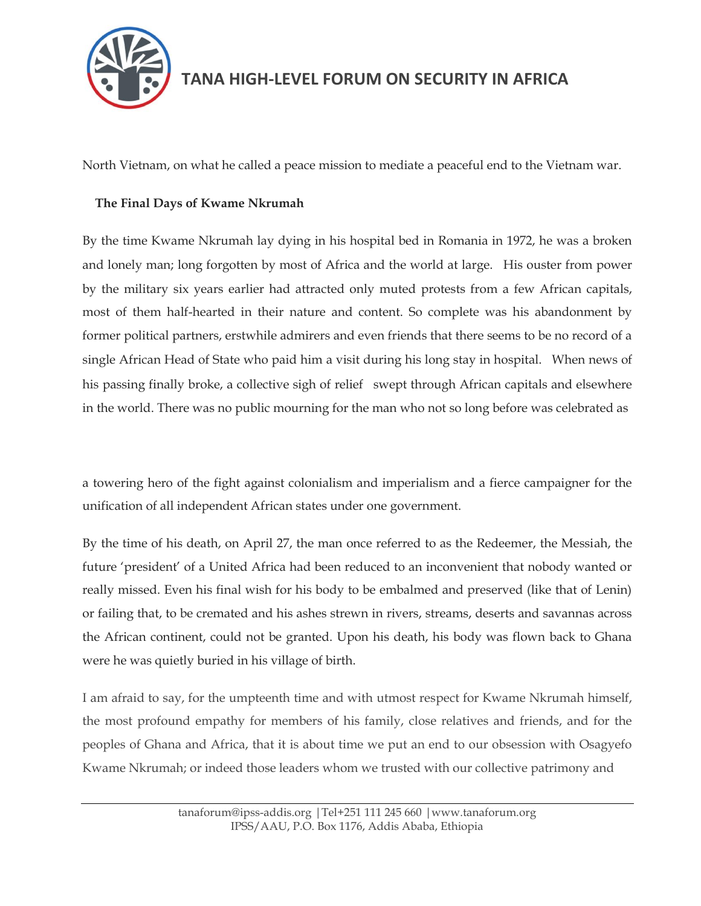North Vietnam, on what he called a peace mission to mediate a peaceful end to the Vietnam war.

**The Final Days of Kwame Nkrumah**

By the time Kwame Nkrumah lay dying in his hospital bed in Romania in 1972, he was a broken and lonely man; long forgotten by most of Africa and the world at large. His ouster from power by the military six years earlier had attracted only muted protests from a few African capitals, most of them half-hearted in their nature and content. So complete was his abandonment by former political partners, erstwhile admirers and even friends that there seems to be no record of a single African Head of State who paid him a visit during his long stay in hospital. When news of his passing finally broke, a collective sigh of relief swept through African capitals and elsewhere in the world. There was no public mourning for the man who not so long before was celebrated as a towering hero of the fight against colonialism and imperialism and a fierce campaigner for the unification of all independent African states under one government.

By the time of his death, on April 27, the man once referred to as the Redeemer, the Messiah, the future 'president' of a United Africa had been reduced to an inconvenient that nobody wanted or really missed. Even his final wish for his body to be embalmed and preserved (like that of Lenin) or failing that, to be cremated and his ashes strewn in rivers, streams, deserts and savannas across the African continent, could not be granted. Upon his death, his body was flown back to Ghana were he was quietly buried in his village of birth.

I am afraid to say, for the umpteenth time and with utmost respect for Kwame Nkrumah himself, the most profound empathy for members of his family, close relatives and friends, and for the peoples of Ghana and Africa, that it is about time we put an end to our obsession with Osagyefo Kwame Nkrumah; or indeed those leaders whom we trusted with our collective patrimony and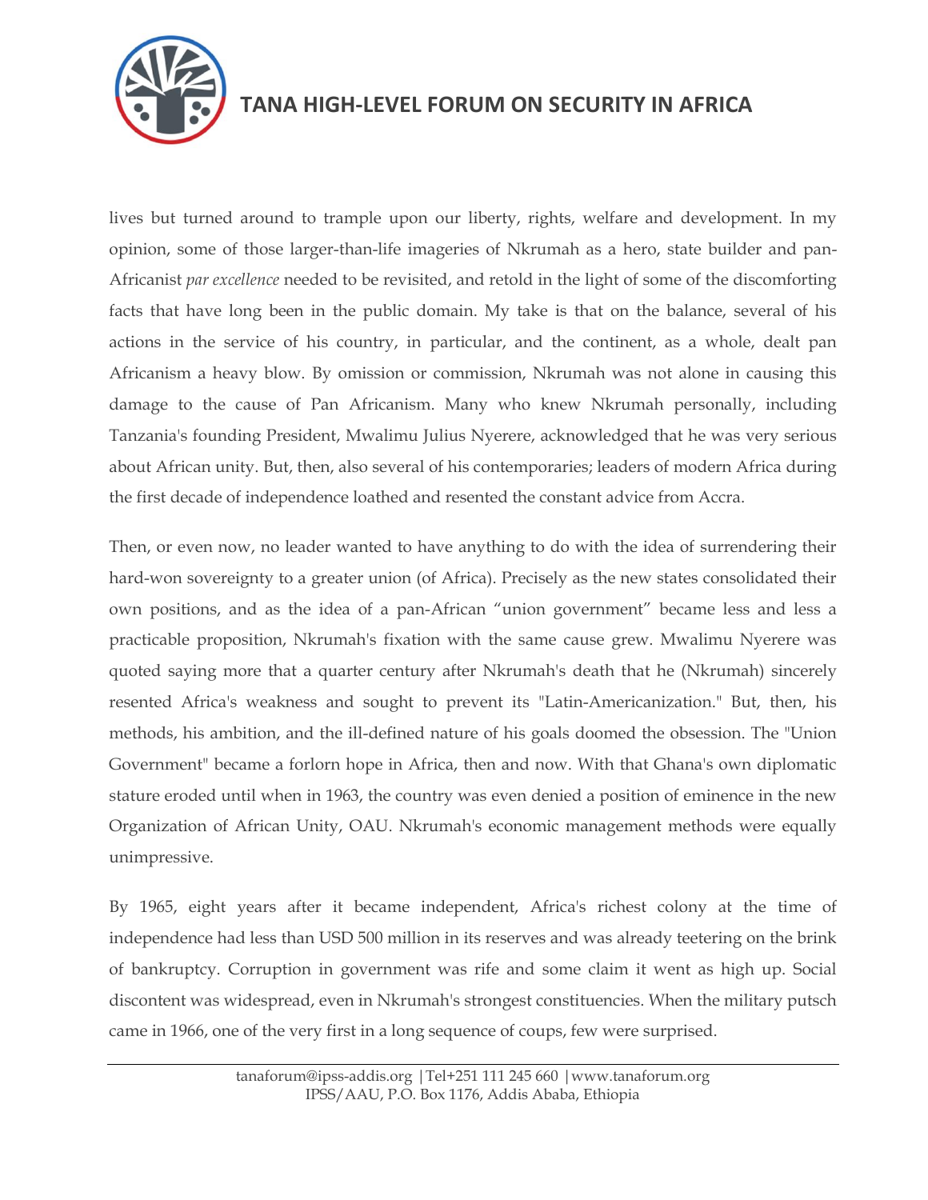lives but turned around to trample upon our liberty, rights, welfare and development. In my opinion, some of those larger-than-life imageries of Nkrumah as a hero, state builder and pan-Africanist *par excellence* needed to be revisited, and retold in the light of some of the discomforting facts that have long been in the public domain. My take is that on the balance, several of his actions in the service of his country, in particular, and the continent, as a whole, dealt pan Africanism a heavy blow. By omission or commission, Nkrumah was not alone in causing this damage to the cause of Pan Africanism. Many who knew Nkrumah personally, including Tanzania's founding President, Mwalimu Julius Nyerere, acknowledged that he was very serious about African unity. But, then, also several of his contemporaries; leaders of modern Africa during the first decade of independence loathed and resented the constant advice from Accra.

Then, or even now, no leader wanted to have anything to do with the idea of surrendering their hard-won sovereignty to a greater union (of Africa). Precisely as the new states consolidated their own positions, and as the idea of a pan-African "union government" became less and less a practicable proposition, Nkrumah's fixation with the same cause grew. Mwalimu Nyerere was quoted saying more that a quarter century after Nkrumah's death that he (Nkrumah) sincerely resented Africa's weakness and sought to prevent its "Latin-Americanization." But, then, his methods, his ambition, and the ill-defined nature of his goals doomed the obsession. The "Union Government" became a forlorn hope in Africa, then and now. With that Ghana's own diplomatic stature eroded until when in 1963, the country was even denied a position of eminence in the new Organization of African Unity, OAU. Nkrumah's economic management methods were equally unimpressive.

By 1965, eight years after it became independent, Africa's richest colony at the time of independence had less than USD 500 million in its reserves and was already teetering on the brink of bankruptcy. Corruption in government was rife and some claim it went as high up. Social discontent was widespread, even in Nkrumah's strongest constituencies. When the military putsch came in 1966, one of the very first in a long sequence of coups, few were surprised.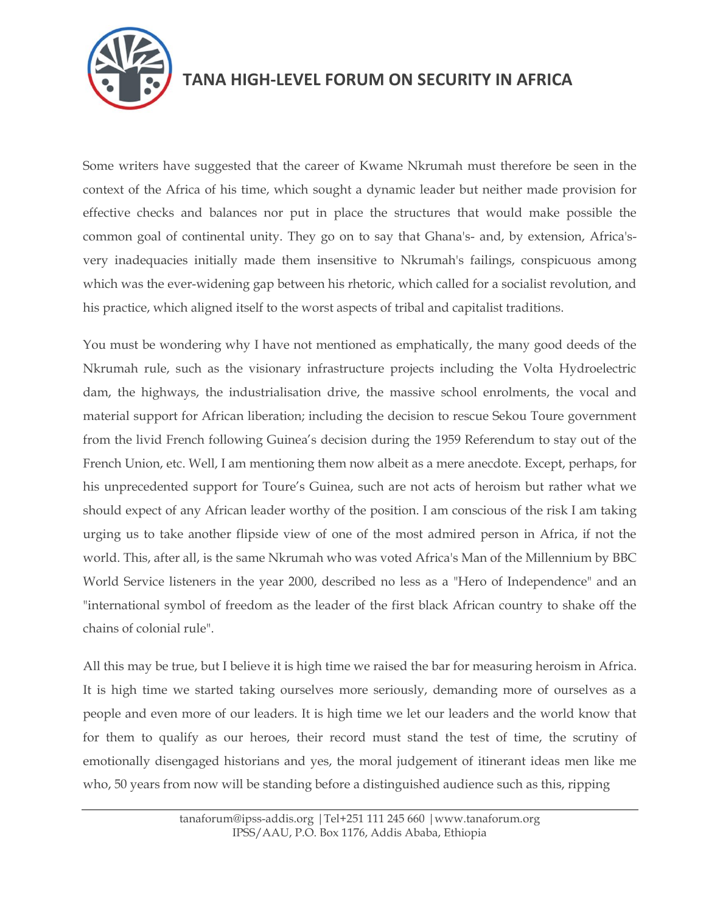Some writers have suggested that the career of Kwame Nkrumah must therefore be seen in the context of the Africa of his time, which sought a dynamic leader but neither made provision for effective checks and balances nor put in place the structures that would make possible the common goal of continental unity. They go on to say that Ghana's- and, by extension, Africa's- very inadequacies initially made them insensitive to Nkrumah's failings, conspicuous among which was the ever-widening gap between his rhetoric, which called for a socialist revolution, and his practice, which aligned itself to the worst aspects of tribal and capitalist traditions.

You must be wondering why I have not mentioned as emphatically, the many good deeds of the Nkrumah rule, such as the visionary infrastructure projects including the Volta Hydroelectric dam, the highways, the industrialisation drive, the massive school enrolments, the vocal and material support for African liberation; including the decision to rescue Sekou Toure government from the livid French following Guinea's decision during the 1959 Referendum to stay out of the French Union, etc. Well, I am mentioning them now albeit as a mere anecdote. Except, perhaps, for his unprecedented support for Toure's Guinea, such are not acts of heroism but rather what we should expect of any African leader worthy of the position. I am conscious of the risk I am taking urging us to take another flipside view of one of the most admired person in Africa, if not the world. This, after all, is the same Nkrumah who was voted Africa's Man of the Millennium by BBC World Service listeners in the year 2000, described no less as a "Hero of Independence" and an "international symbol of freedom as the leader of the first black African country to shake off the chains of colonial rule".

All this may be true, but I believe it is high time we raised the bar for measuring heroism in Africa. It is high time we started taking ourselves more seriously, demanding more of ourselves as a people and even more of our leaders. It is high time we let our leaders and the world know that for them to qualify as our heroes, their record must stand the test of time, the scrutiny of emotionally disengaged historians and yes, the moral judgement of itinerant ideas men like me who, 50 years from now will be standing before a distinguished audience such as this, ripping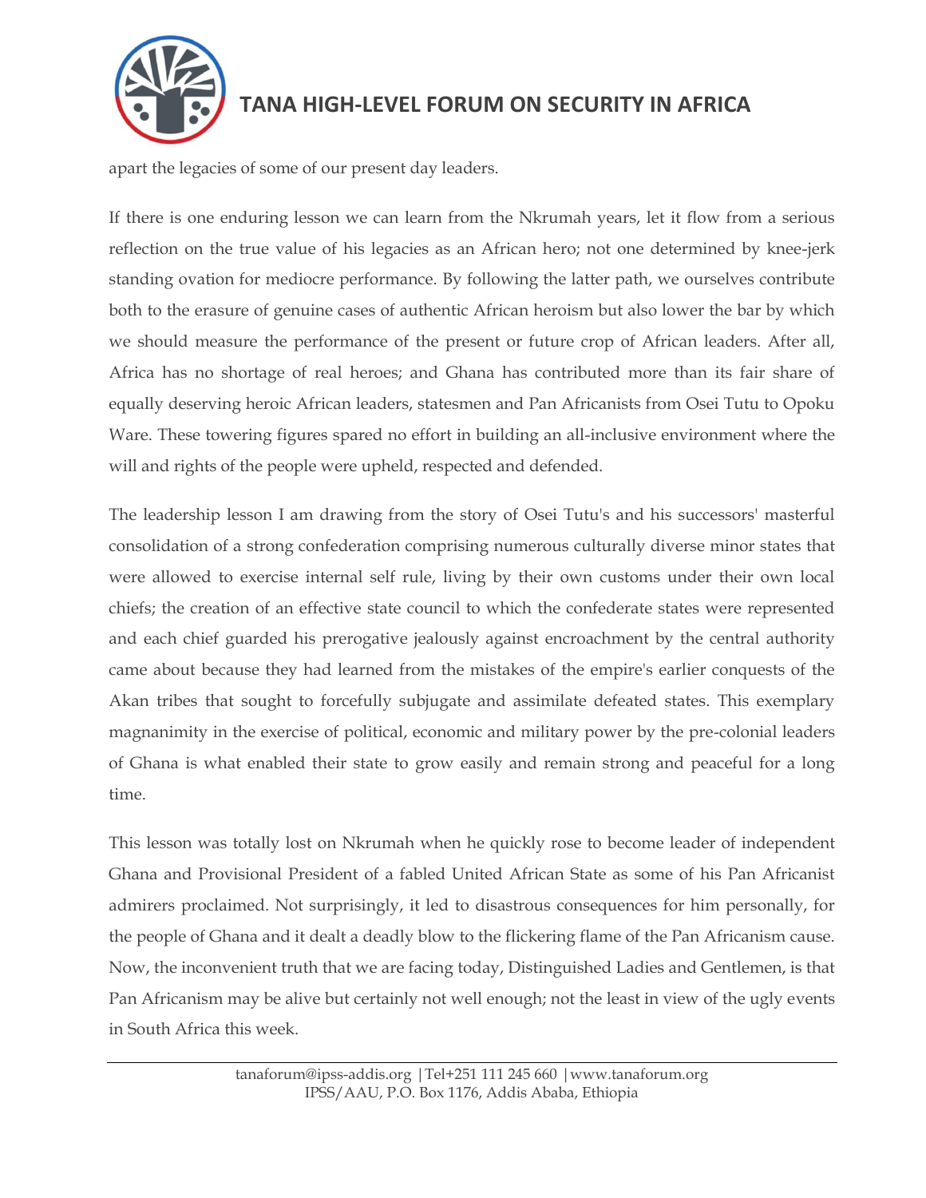apart the legacies of some of our present day leaders.

If there is one enduring lesson we can learn from the Nkrumah years, let it flow from a serious reflection on the true value of his legacies as an African hero; not one determined by knee-jerk standing ovation for mediocre performance. By following the latter path, we ourselves contribute both to the erasure of genuine cases of authentic African heroism but also lower the bar by which we should measure the performance of the present or future crop of African leaders. After all, Africa has no shortage of real heroes; and Ghana has contributed more than its fair share of equally deserving heroic African leaders, statesmen and Pan Africanists from Osei Tutu to Opoku Ware. These towering figures spared no effort in building an all-inclusive environment where the will and rights of the people were upheld, respected and defended.

The leadership lesson I am drawing from the story of Osei Tutu's and his successors' masterful consolidation of a strong confederation comprising numerous culturally diverse minor states that were allowed to exercise internal self rule, living by their own customs under their own local chiefs; the creation of an effective state council to which the confederate states were represented and each chief guarded his prerogative jealously against encroachment by the central authority came about because they had learned from the mistakes of the empire's earlier conquests of the Akan tribes that sought to forcefully subjugate and assimilate defeated states. This exemplary magnanimity in the exercise of political, economic and military power by the pre-colonial leaders of Ghana is what enabled their state to grow easily and remain strong and peaceful for a long time.

This lesson was totally lost on Nkrumah when he quickly rose to become leader of independent Ghana and Provisional President of a fabled United African State as some of his Pan Africanist admirers proclaimed. Not surprisingly, it led to disastrous consequences for him personally, for the people of Ghana and it dealt a deadly blow to the flickering flame of the Pan Africanism cause. Now, the inconvenient truth that we are facing today, Distinguished Ladies and Gentlemen, is that Pan Africanism may be alive but certainly not well enough; not the least in view of the ugly events in South Africa this week.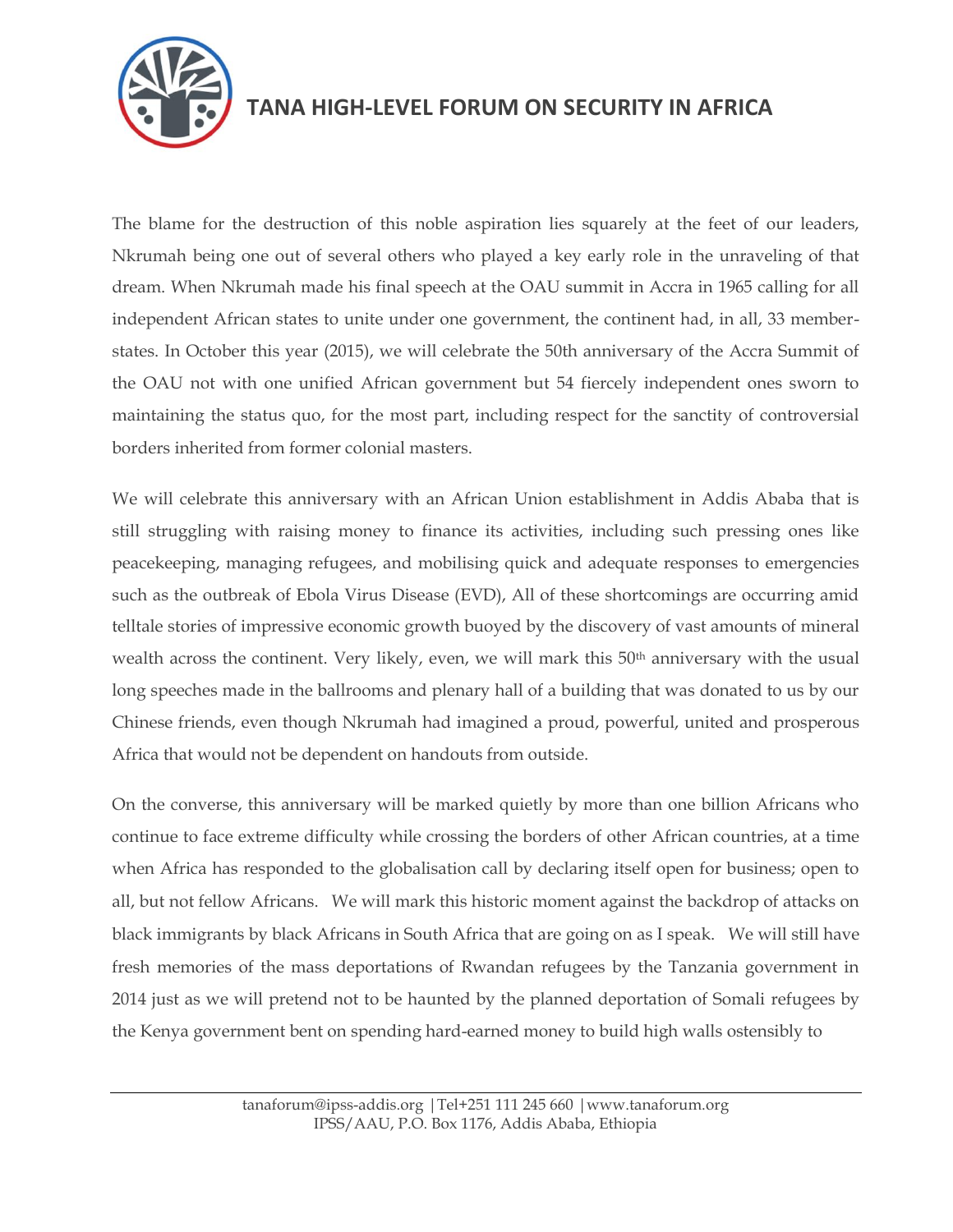The blame for the destruction of this noble aspiration lies squarely at the feet of our leaders, Nkrumah being one out of several others who played a key early role in the unraveling of that dream. When Nkrumah made his final speech at the OAU summit in Accra in 1965 calling for all independent African states to unite under one government, the continent had, in all, 33 member-states. In October this year (2015), we will celebrate the 50th anniversary of the Accra Summit of the OAU not with one unified African government but 54 fiercely independent ones sworn to maintaining the status quo, for the most part, including respect for the sanctity of controversial borders inherited from former colonial masters.

We will celebrate this anniversary with an African Union establishment in Addis Ababa that is still struggling with raising money to finance its activities, including such pressing ones like peacekeeping, managing refugees, and mobilising quick and adequate responses to emergencies such as the outbreak of Ebola Virus Disease (EVD), All of these shortcomings are occurring amid telltale stories of impressive economic growth buoyed by the discovery of vast amounts of mineral wealth across the continent. Very likely, even, we will mark this 50th anniversary with the usual long speeches made in the ballrooms and plenary hall of a building that was donated to us by our Chinese friends, even though Nkrumah had imagined a proud, powerful, united and prosperous Africa that would not be dependent on handouts from outside.

On the converse, this anniversary will be marked quietly by more than one billion Africans who continue to face extreme difficulty while crossing the borders of other African countries, at a time when Africa has responded to the globalisation call by declaring itself open for business; open to all, but not fellow Africans. We will mark this historic moment against the backdrop of attacks on black immigrants by black Africans in South Africa that are going on as I speak. We will still have fresh memories of the mass deportations of Rwandan refugees by the Tanzania government in 2014 just as we will pretend not to be haunted by the planned deportation of Somali refugees by the Kenya government bent on spending hard-earned money to build high walls ostensibly to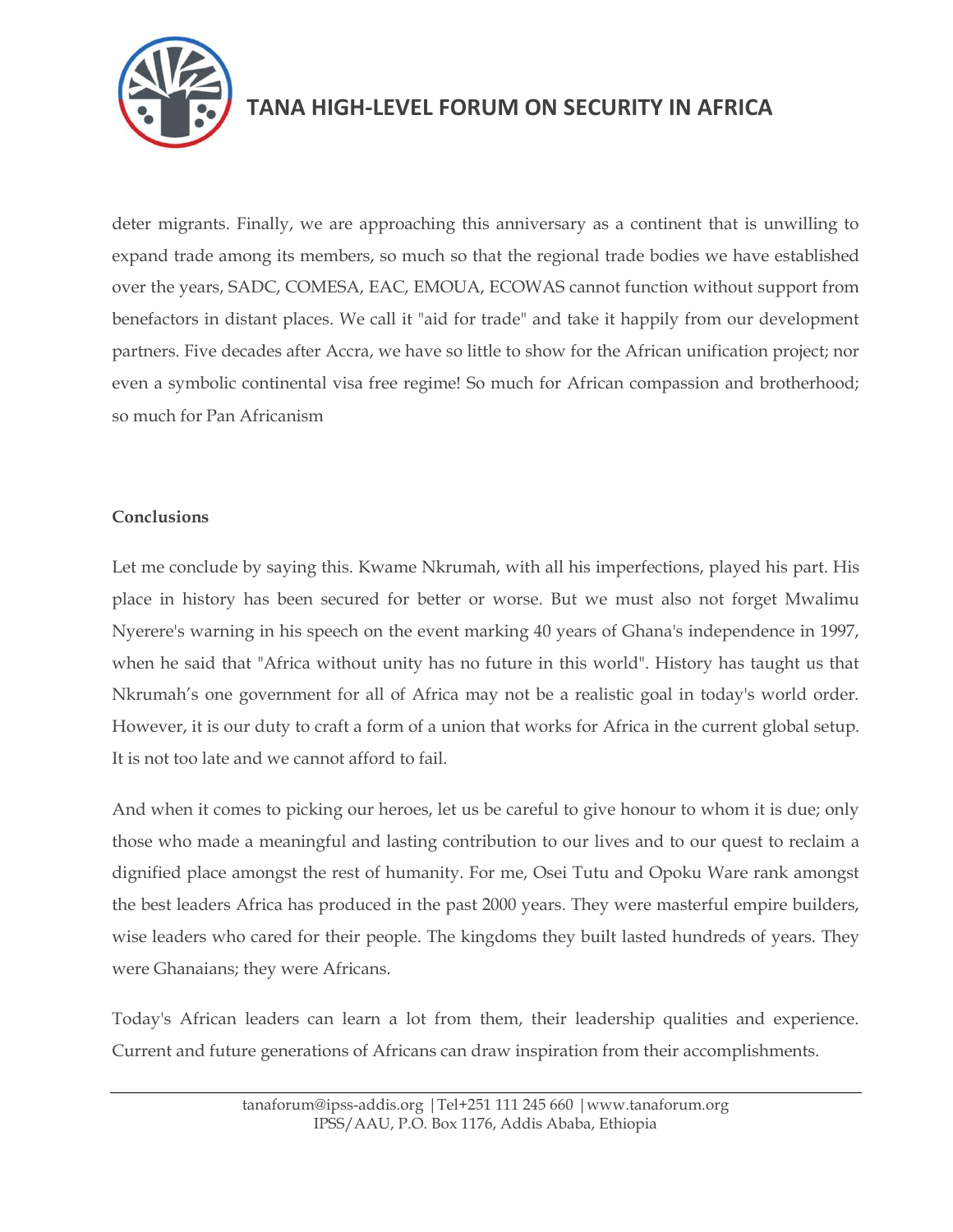deter migrants. Finally, we are approaching this anniversary as a continent that is unwilling to expand trade among its members, so much so that the regional trade bodies we have established over the years, SADC, COMESA, EAC, EMOUA, ECOWAS cannot function without support from benefactors in distant places. We call it "aid for trade" and take it happily from our development partners. Five decades after Accra, we have so little to show for the African unification project; nor even a symbolic continental visa free regime! So much for African compassion and brotherhood; so much for Pan Africanism

**Conclusions**

Let me conclude by saying this. Kwame Nkrumah, with all his imperfections, played his part. His place in history has been secured for better or worse. But we must also not forget Mwalimu Nyerere's warning in his speech on the event marking 40 years of Ghana's independence in 1997, when he said that "Africa without unity has no future in this world". History has taught us that Nkrumah's one government for all of Africa may not be a realistic goal in today's world order. However, it is our duty to craft a form of a union that works for Africa in the current global setup. It is not too late and we cannot afford to fail.

And when it comes to picking our heroes, let us be careful to give honour to whom it is due; only those who made a meaningful and lasting contribution to our lives and to our quest to reclaim a dignified place amongst the rest of humanity. For me, Osei Tutu and Opoku Ware rank amongst the best leaders Africa has produced in the past 2000 years. They were masterful empire builders, wise leaders who cared for their people. The kingdoms they built lasted hundreds of years. They were Ghanaians; they were Africans.

Today's African leaders can learn a lot from them, their leadership qualities and experience. Current and future generations of Africans can draw inspiration from their accomplishments.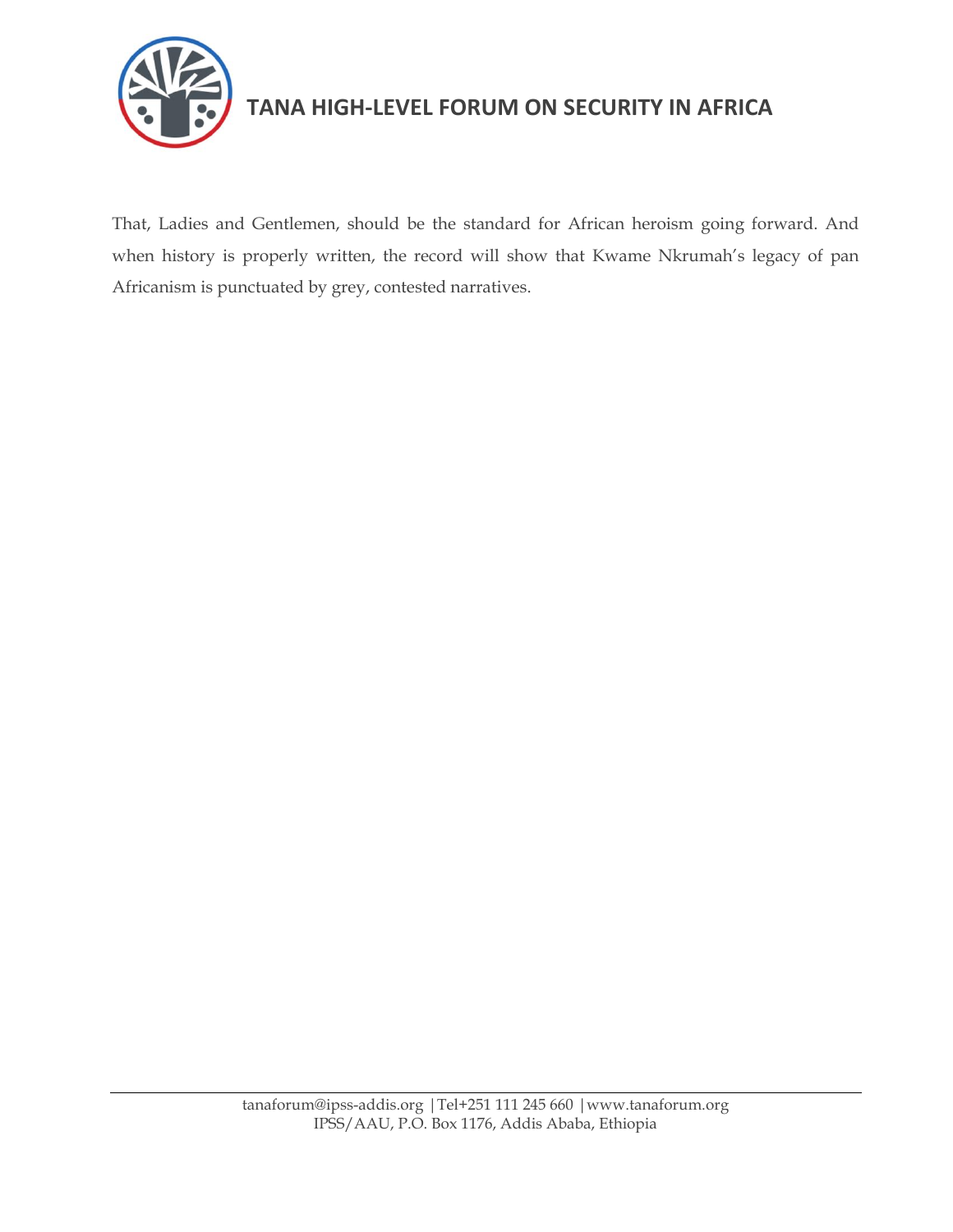That, Ladies and Gentlemen, should be the standard for African heroism going forward. And when history is properly written, the record will show that Kwame Nkrumah's legacy of pan Africanism is punctuated by grey, contested narratives.